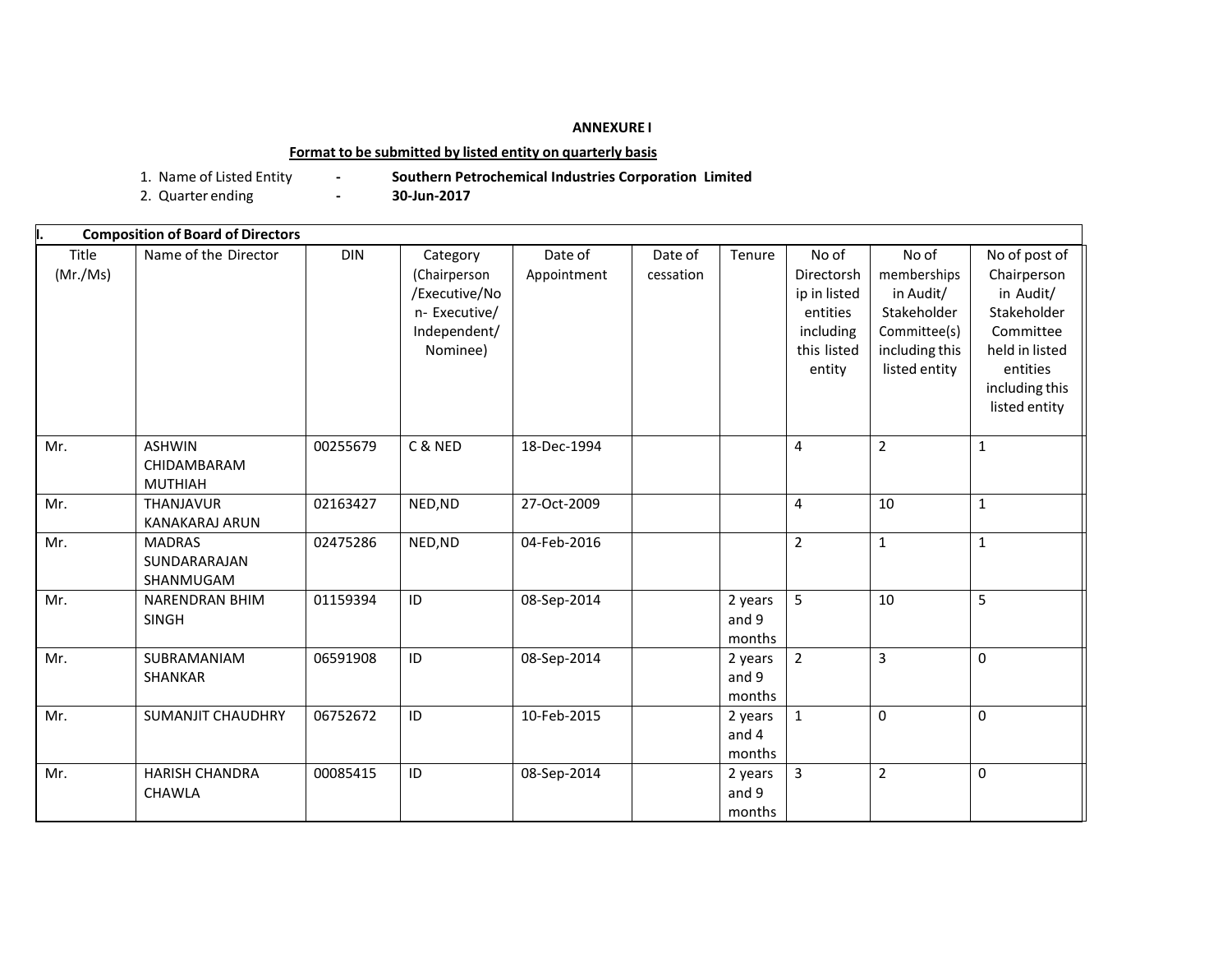**ANNEXURE I**

**Format to be submitted by listed entity on quarterly basis**

1. Name of Listed Entity - **Southern Petrochemical Industries Corporation Limited**
2. Quarter ending - **30-Jun-2017**

**I. Composition of Board of Directors**

| Title (Mr./Ms) | Name of the Director | DIN | Category (Chairperson /Executive/Non- Executive/ Independent/ Nominee) | Date of Appointment | Date of cessation | Tenure | No of Directorship in listed entities including this listed entity | No of memberships in Audit/ Stakeholder Committee(s) including this listed entity | No of post of Chairperson in Audit/ Stakeholder Committee held in listed entities including this listed entity |
|---|---|---|---|---|---|---|---|---|---|
| Mr. | ASHWIN CHIDAMBARAM MUTHIAH | 00255679 | C & NED | 18-Dec-1994 | | | 4 | 2 | 1 |
| Mr. | THANJAVUR KANAKARAJ ARUN | 02163427 | NED,ND | 27-Oct-2009 | | | 4 | 10 | 1 |
| Mr. | MADRAS SUNDARARAJAN SHANMUGAM | 02475286 | NED,ND | 04-Feb-2016 | | | 2 | 1 | 1 |
| Mr. | NARENDRAN BHIM SINGH | 01159394 | ID | 08-Sep-2014 | | 2 years and 9 months | 5 | 10 | 5 |
| Mr. | SUBRAMANIAM SHANKAR | 06591908 | ID | 08-Sep-2014 | | 2 years and 9 months | 2 | 3 | 0 |
| Mr. | SUMANJIT CHAUDHRY | 06752672 | ID | 10-Feb-2015 | | 2 years and 4 months | 1 | 0 | 0 |
| Mr. | HARISH CHANDRA CHAWLA | 00085415 | ID | 08-Sep-2014 | | 2 years and 9 months | 3 | 2 | 0 |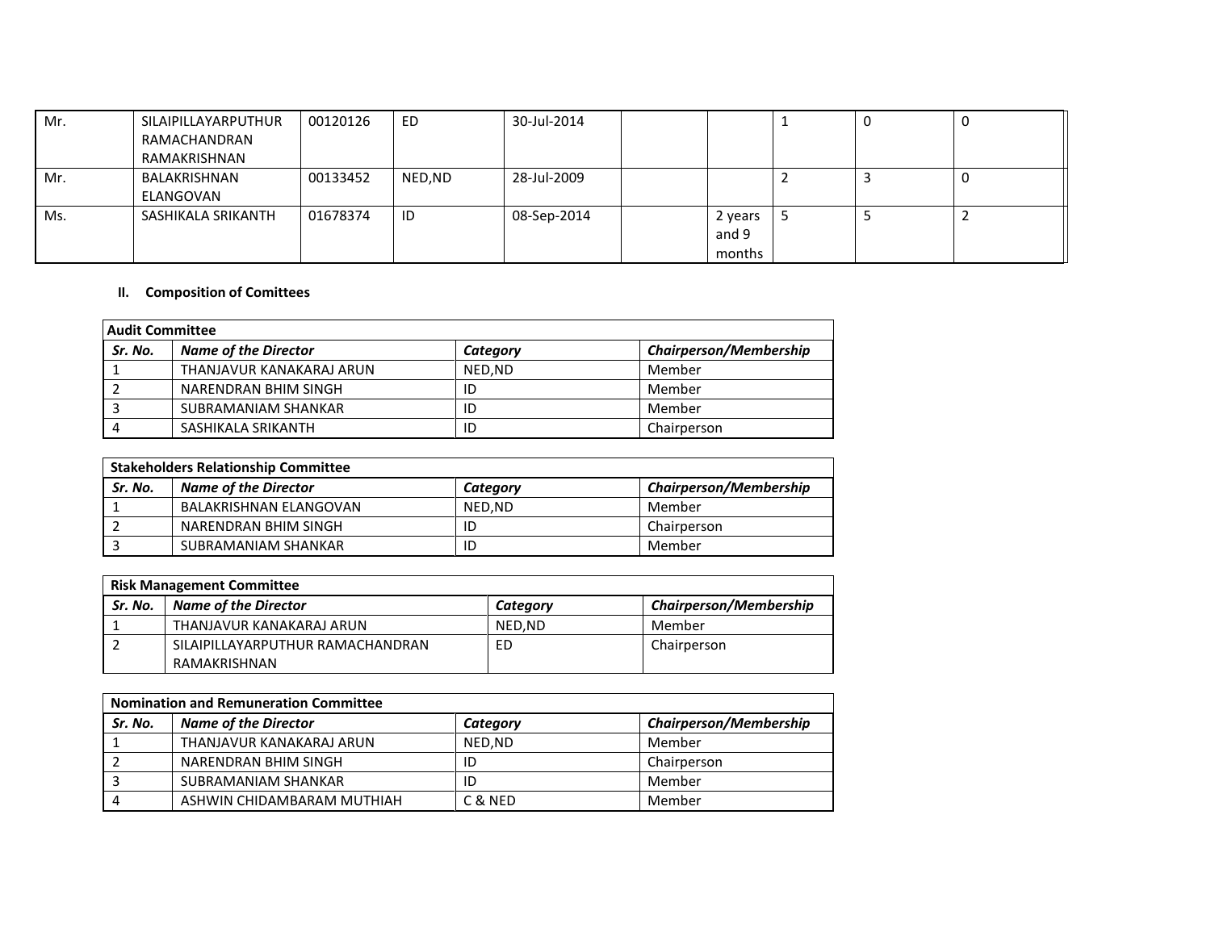| | | | | | | | | | |
|---|---|---|---|---|---|---|---|---|---|
| Mr. | SILAIPILLAYARPUTHUR RAMACHANDRAN RAMAKRISHNAN | 00120126 | ED | 30-Jul-2014 | | | 1 | 0 | 0 |
| Mr. | BALAKRISHNAN ELANGOVAN | 00133452 | NED,ND | 28-Jul-2009 | | | 2 | 3 | 0 |
| Ms. | SASHIKALA SRIKANTH | 01678374 | ID | 08-Sep-2014 | | 2 years and 9 months | 5 | 5 | 2 |

## II. Composition of Comittees

| **Audit Committee** | | | |
|---|---|---|---|
| ***Sr. No.*** | ***Name of the Director*** | ***Category*** | ***Chairperson/Membership*** |
| 1 | THANJAVUR KANAKARAJ ARUN | NED,ND | Member |
| 2 | NARENDRAN BHIM SINGH | ID | Member |
| 3 | SUBRAMANIAM SHANKAR | ID | Member |
| 4 | SASHIKALA SRIKANTH | ID | Chairperson |

| **Stakeholders Relationship Committee** | | | |
|---|---|---|---|
| ***Sr. No.*** | ***Name of the Director*** | ***Category*** | ***Chairperson/Membership*** |
| 1 | BALAKRISHNAN ELANGOVAN | NED,ND | Member |
| 2 | NARENDRAN BHIM SINGH | ID | Chairperson |
| 3 | SUBRAMANIAM SHANKAR | ID | Member |

| **Risk Management Committee** | | | |
|---|---|---|---|
| ***Sr. No.*** | ***Name of the Director*** | ***Category*** | ***Chairperson/Membership*** |
| 1 | THANJAVUR KANAKARAJ ARUN | NED,ND | Member |
| 2 | SILAIPILLAYARPUTHUR RAMACHANDRAN RAMAKRISHNAN | ED | Chairperson |

| **Nomination and Remuneration Committee** | | | |
|---|---|---|---|
| ***Sr. No.*** | ***Name of the Director*** | ***Category*** | ***Chairperson/Membership*** |
| 1 | THANJAVUR KANAKARAJ ARUN | NED,ND | Member |
| 2 | NARENDRAN BHIM SINGH | ID | Chairperson |
| 3 | SUBRAMANIAM SHANKAR | ID | Member |
| 4 | ASHWIN CHIDAMBARAM MUTHIAH | C & NED | Member |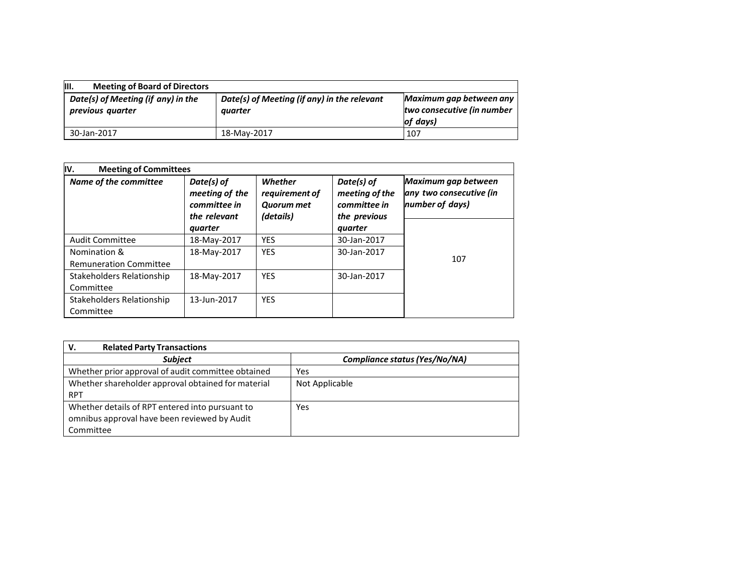| III. Meeting of Board of Directors | | |
|---|---|---|
| ***Date(s) of Meeting (if any) in the previous quarter*** | ***Date(s) of Meeting (if any) in the relevant quarter*** | ***Maximum gap between any two consecutive (in number of days)*** |
| 30-Jan-2017 | 18-May-2017 | 107 |

| IV. Meeting of Committees | | | | |
|---|---|---|---|---|
| ***Name of the committee*** | ***Date(s) of meeting of the committee in the relevant quarter*** | ***Whether requirement of Quorum met (details)*** | ***Date(s) of meeting of the committee in the previous quarter*** | ***Maximum gap between any two consecutive (in number of days)*** |
| Audit Committee | 18-May-2017 | YES | 30-Jan-2017 | 107 |
| Nomination & Remuneration Committee | 18-May-2017 | YES | 30-Jan-2017 | |
| Stakeholders Relationship Committee | 18-May-2017 | YES | 30-Jan-2017 | |
| Stakeholders Relationship Committee | 13-Jun-2017 | YES | | |

| V. Related Party Transactions | |
|---|---|
| ***Subject*** | ***Compliance status (Yes/No/NA)*** |
| Whether prior approval of audit committee obtained | Yes |
| Whether shareholder approval obtained for material RPT | Not Applicable |
| Whether details of RPT entered into pursuant to omnibus approval have been reviewed by Audit Committee | Yes |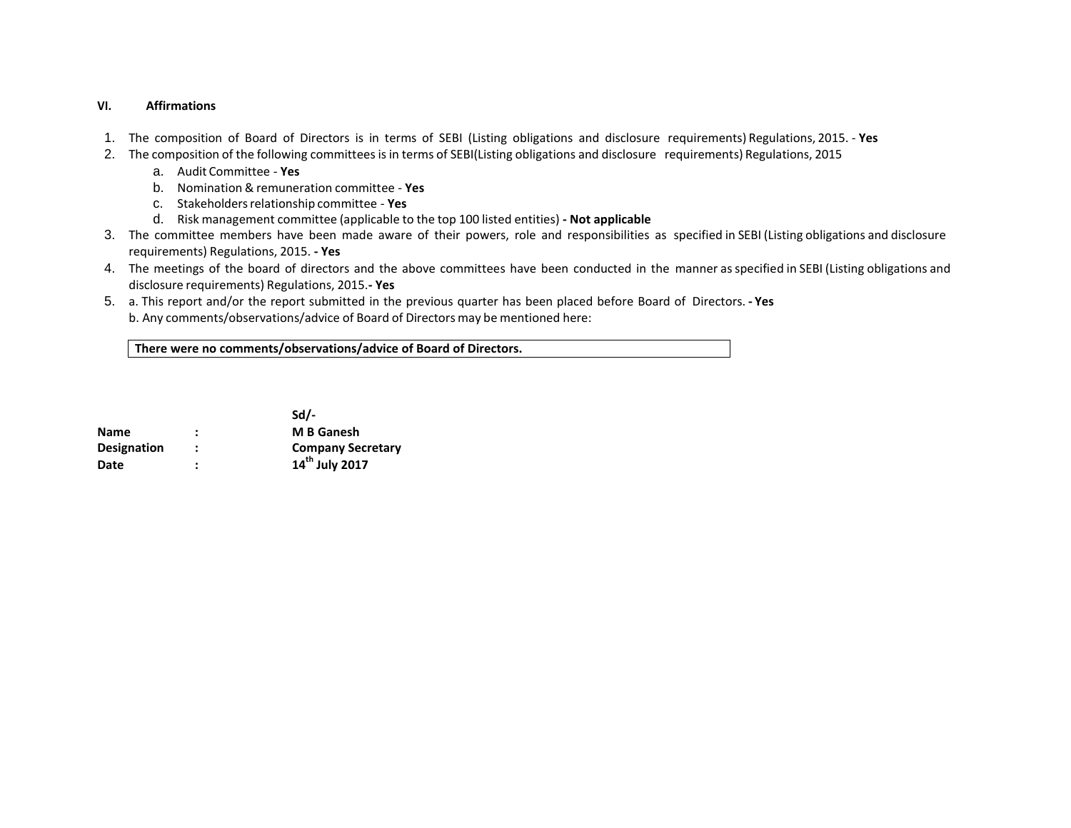## VI. Affirmations

1. The composition of Board of Directors is in terms of SEBI (Listing obligations and disclosure requirements) Regulations, 2015. - **Yes**
2. The composition of the following committees is in terms of SEBI(Listing obligations and disclosure requirements) Regulations, 2015
   a. Audit Committee - **Yes**
   b. Nomination & remuneration committee - **Yes**
   c. Stakeholders relationship committee - **Yes**
   d. Risk management committee (applicable to the top 100 listed entities) **- Not applicable**
3. The committee members have been made aware of their powers, role and responsibilities as specified in SEBI (Listing obligations and disclosure requirements) Regulations, 2015. **- Yes**
4. The meetings of the board of directors and the above committees have been conducted in the manner as specified in SEBI (Listing obligations and disclosure requirements) Regulations, 2015.**- Yes**
5. a. This report and/or the report submitted in the previous quarter has been placed before Board of Directors. **- Yes**
   b. Any comments/observations/advice of Board of Directors may be mentioned here:

**There were no comments/observations/advice of Board of Directors.**

| | | |
|---|---|---|
| | | **Sd/-** |
| **Name** | : | **M B Ganesh** |
| **Designation** | : | **Company Secretary** |
| **Date** | : | **14th July 2017** |